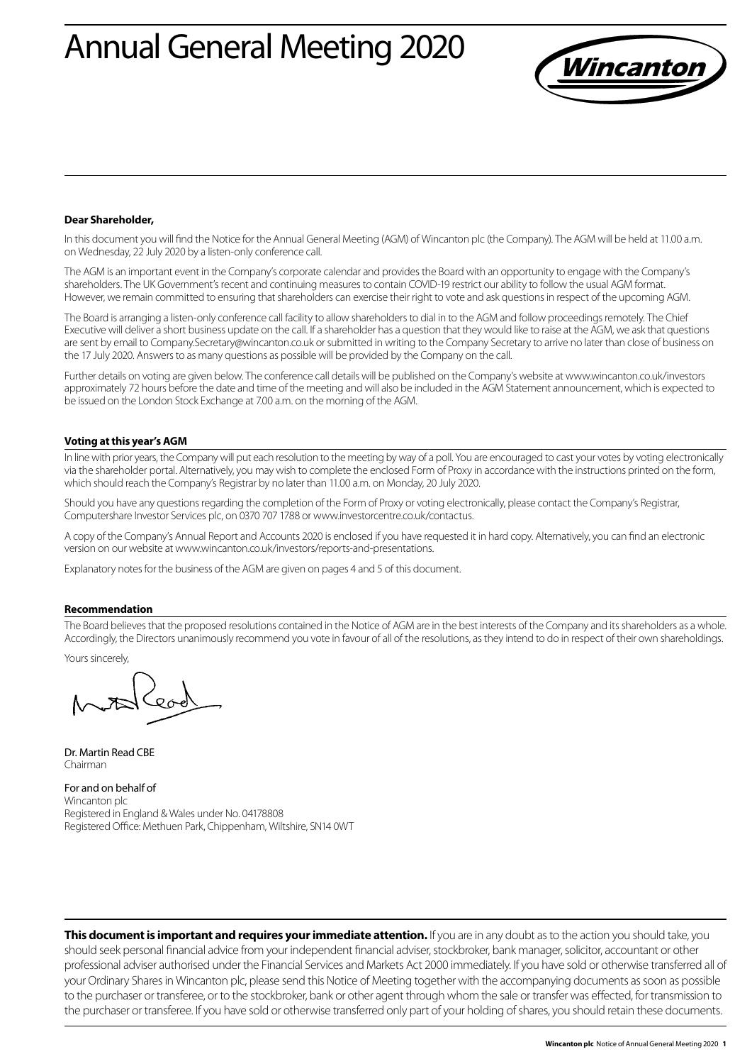# Annual General Meeting 2020

**Dear Shareholder,**

In this document you will find the Notice for the Annual General Meeting (AGM) of Wincanton plc (the Company). The AGM will be held at 11.00 a.m. on Wednesday, 22 July 2020 by a listen-only conference call.

The AGM is an important event in the Company's corporate calendar and provides the Board with an opportunity to engage with the Company's shareholders. The UK Government's recent and continuing measures to contain COVID-19 restrict our ability to follow the usual AGM format. However, we remain committed to ensuring that shareholders can exercise their right to vote and ask questions in respect of the upcoming AGM.

The Board is arranging a listen-only conference call facility to allow shareholders to dial in to the AGM and follow proceedings remotely. The Chief Executive will deliver a short business update on the call. If a shareholder has a question that they would like to raise at the AGM, we ask that questions are sent by email to Company.Secretary@wincanton.co.uk or submitted in writing to the Company Secretary to arrive no later than close of business on the 17 July 2020. Answers to as many questions as possible will be provided by the Company on the call.

Further details on voting are given below. The conference call details will be published on the Company's website at www.wincanton.co.uk/investors approximately 72 hours before the date and time of the meeting and will also be included in the AGM Statement announcement, which is expected to be issued on the London Stock Exchange at 7.00 a.m. on the morning of the AGM.

**Voting at this year's AGM**

In line with prior years, the Company will put each resolution to the meeting by way of a poll. You are encouraged to cast your votes by voting electronically via the shareholder portal. Alternatively, you may wish to complete the enclosed Form of Proxy in accordance with the instructions printed on the form, which should reach the Company's Registrar by no later than 11.00 a.m. on Monday, 20 July 2020.

Should you have any questions regarding the completion of the Form of Proxy or voting electronically, please contact the Company's Registrar, Computershare Investor Services plc, on 0370 707 1788 or www.investorcentre.co.uk/contactus.

A copy of the Company's Annual Report and Accounts 2020 is enclosed if you have requested it in hard copy. Alternatively, you can find an electronic version on our website at www.wincanton.co.uk/investors/reports-and-presentations.

Explanatory notes for the business of the AGM are given on pages 4 and 5 of this document.

**Recommendation**

The Board believes that the proposed resolutions contained in the Notice of AGM are in the best interests of the Company and its shareholders as a whole. Accordingly, the Directors unanimously recommend you vote in favour of all of the resolutions, as they intend to do in respect of their own shareholdings.

Yours sincerely,

Dr. Martin Read CBE
Chairman

For and on behalf of
Wincanton plc
Registered in England & Wales under No. 04178808
Registered Office: Methuen Park, Chippenham, Wiltshire, SN14 0WT

**This document is important and requires your immediate attention.** If you are in any doubt as to the action you should take, you should seek personal financial advice from your independent financial adviser, stockbroker, bank manager, solicitor, accountant or other professional adviser authorised under the Financial Services and Markets Act 2000 immediately. If you have sold or otherwise transferred all of your Ordinary Shares in Wincanton plc, please send this Notice of Meeting together with the accompanying documents as soon as possible to the purchaser or transferee, or to the stockbroker, bank or other agent through whom the sale or transfer was effected, for transmission to the purchaser or transferee. If you have sold or otherwise transferred only part of your holding of shares, you should retain these documents.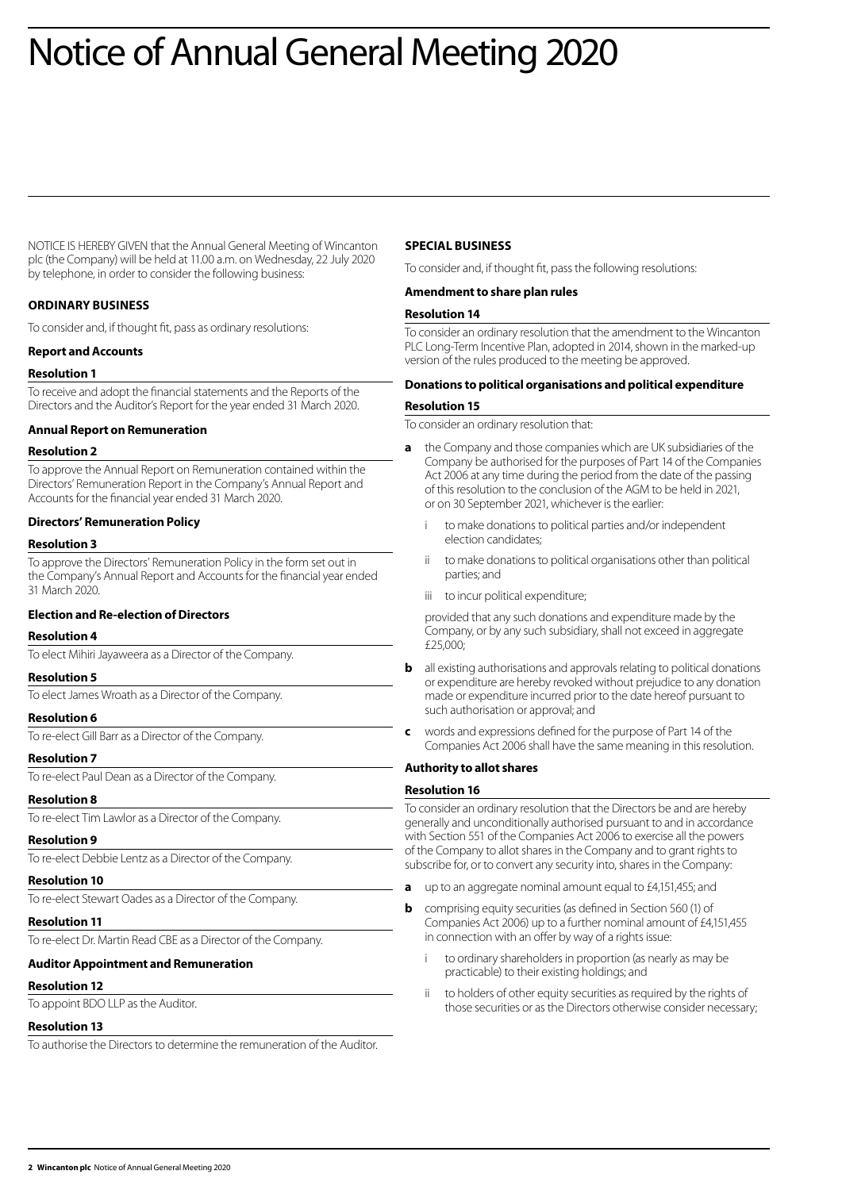# Notice of Annual General Meeting 2020

NOTICE IS HEREBY GIVEN that the Annual General Meeting of Wincanton plc (the Company) will be held at 11.00 a.m. on Wednesday, 22 July 2020 by telephone, in order to consider the following business:

## ORDINARY BUSINESS

To consider and, if thought fit, pass as ordinary resolutions:

### Report and Accounts

#### Resolution 1

To receive and adopt the financial statements and the Reports of the Directors and the Auditor's Report for the year ended 31 March 2020.

### Annual Report on Remuneration

#### Resolution 2

To approve the Annual Report on Remuneration contained within the Directors' Remuneration Report in the Company's Annual Report and Accounts for the financial year ended 31 March 2020.

### Directors' Remuneration Policy

#### Resolution 3

To approve the Directors' Remuneration Policy in the form set out in the Company's Annual Report and Accounts for the financial year ended 31 March 2020.

### Election and Re-election of Directors

#### Resolution 4

To elect Mihiri Jayaweera as a Director of the Company.

#### Resolution 5

To elect James Wroath as a Director of the Company.

#### Resolution 6

To re-elect Gill Barr as a Director of the Company.

#### Resolution 7

To re-elect Paul Dean as a Director of the Company.

#### Resolution 8

To re-elect Tim Lawlor as a Director of the Company.

#### Resolution 9

To re-elect Debbie Lentz as a Director of the Company.

#### Resolution 10

To re-elect Stewart Oades as a Director of the Company.

#### Resolution 11

To re-elect Dr. Martin Read CBE as a Director of the Company.

### Auditor Appointment and Remuneration

#### Resolution 12

To appoint BDO LLP as the Auditor.

#### Resolution 13

To authorise the Directors to determine the remuneration of the Auditor.

## SPECIAL BUSINESS

To consider and, if thought fit, pass the following resolutions:

### Amendment to share plan rules

#### Resolution 14

To consider an ordinary resolution that the amendment to the Wincanton PLC Long-Term Incentive Plan, adopted in 2014, shown in the marked-up version of the rules produced to the meeting be approved.

### Donations to political organisations and political expenditure

#### Resolution 15

To consider an ordinary resolution that:

**a** the Company and those companies which are UK subsidiaries of the Company be authorised for the purposes of Part 14 of the Companies Act 2006 at any time during the period from the date of the passing of this resolution to the conclusion of the AGM to be held in 2021, or on 30 September 2021, whichever is the earlier:

- i to make donations to political parties and/or independent election candidates;
- ii to make donations to political organisations other than political parties; and
- iii to incur political expenditure;

provided that any such donations and expenditure made by the Company, or by any such subsidiary, shall not exceed in aggregate £25,000;

**b** all existing authorisations and approvals relating to political donations or expenditure are hereby revoked without prejudice to any donation made or expenditure incurred prior to the date hereof pursuant to such authorisation or approval; and

**c** words and expressions defined for the purpose of Part 14 of the Companies Act 2006 shall have the same meaning in this resolution.

### Authority to allot shares

#### Resolution 16

To consider an ordinary resolution that the Directors be and are hereby generally and unconditionally authorised pursuant to and in accordance with Section 551 of the Companies Act 2006 to exercise all the powers of the Company to allot shares in the Company and to grant rights to subscribe for, or to convert any security into, shares in the Company:

**a** up to an aggregate nominal amount equal to £4,151,455; and

**b** comprising equity securities (as defined in Section 560 (1) of Companies Act 2006) up to a further nominal amount of £4,151,455 in connection with an offer by way of a rights issue:

- i to ordinary shareholders in proportion (as nearly as may be practicable) to their existing holdings; and
- ii to holders of other equity securities as required by the rights of those securities or as the Directors otherwise consider necessary;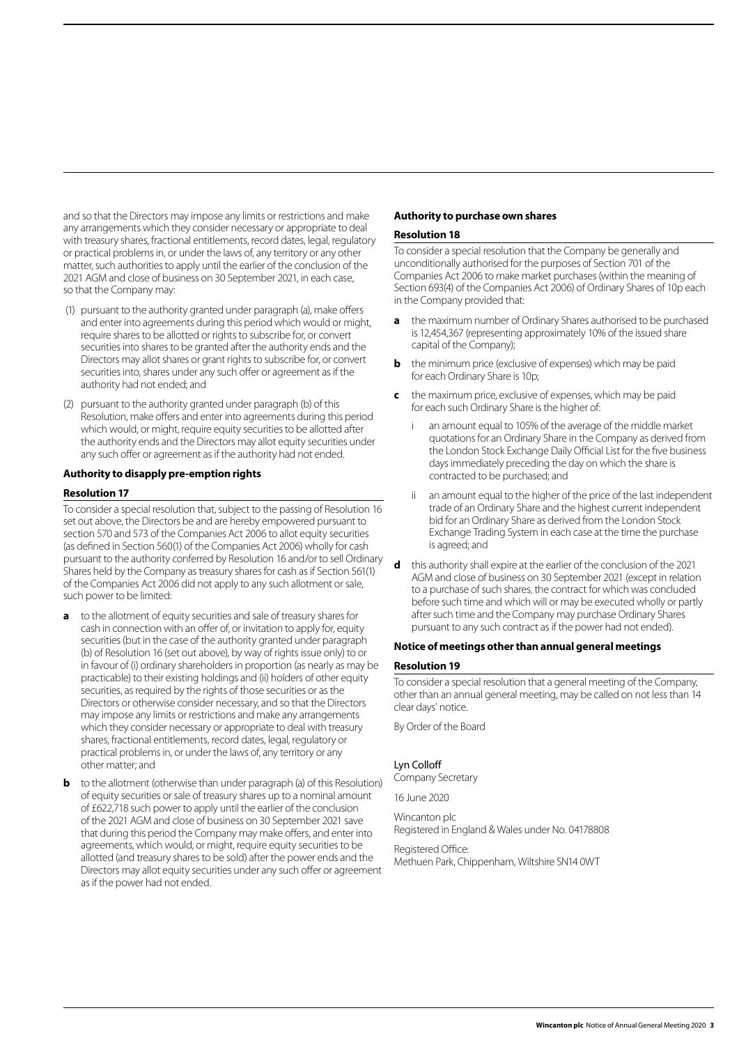and so that the Directors may impose any limits or restrictions and make any arrangements which they consider necessary or appropriate to deal with treasury shares, fractional entitlements, record dates, legal, regulatory or practical problems in, or under the laws of, any territory or any other matter, such authorities to apply until the earlier of the conclusion of the 2021 AGM and close of business on 30 September 2021, in each case, so that the Company may:

(1) pursuant to the authority granted under paragraph (a), make offers and enter into agreements during this period which would or might, require shares to be allotted or rights to subscribe for, or convert securities into shares to be granted after the authority ends and the Directors may allot shares or grant rights to subscribe for, or convert securities into, shares under any such offer or agreement as if the authority had not ended; and

(2) pursuant to the authority granted under paragraph (b) of this Resolution, make offers and enter into agreements during this period which would, or might, require equity securities to be allotted after the authority ends and the Directors may allot equity securities under any such offer or agreement as if the authority had not ended.

### Authority to disapply pre-emption rights

#### Resolution 17

To consider a special resolution that, subject to the passing of Resolution 16 set out above, the Directors be and are hereby empowered pursuant to section 570 and 573 of the Companies Act 2006 to allot equity securities (as defined in Section 560(1) of the Companies Act 2006) wholly for cash pursuant to the authority conferred by Resolution 16 and/or to sell Ordinary Shares held by the Company as treasury shares for cash as if Section 561(1) of the Companies Act 2006 did not apply to any such allotment or sale, such power to be limited:

**a** to the allotment of equity securities and sale of treasury shares for cash in connection with an offer of, or invitation to apply for, equity securities (but in the case of the authority granted under paragraph (b) of Resolution 16 (set out above), by way of rights issue only) to or in favour of (i) ordinary shareholders in proportion (as nearly as may be practicable) to their existing holdings and (ii) holders of other equity securities, as required by the rights of those securities or as the Directors or otherwise consider necessary, and so that the Directors may impose any limits or restrictions and make any arrangements which they consider necessary or appropriate to deal with treasury shares, fractional entitlements, record dates, legal, regulatory or practical problems in, or under the laws of, any territory or any other matter; and

**b** to the allotment (otherwise than under paragraph (a) of this Resolution) of equity securities or sale of treasury shares up to a nominal amount of £622,718 such power to apply until the earlier of the conclusion of the 2021 AGM and close of business on 30 September 2021 save that during this period the Company may make offers, and enter into agreements, which would, or might, require equity securities to be allotted (and treasury shares to be sold) after the power ends and the Directors may allot equity securities under any such offer or agreement as if the power had not ended.

### Authority to purchase own shares

#### Resolution 18

To consider a special resolution that the Company be generally and unconditionally authorised for the purposes of Section 701 of the Companies Act 2006 to make market purchases (within the meaning of Section 693(4) of the Companies Act 2006) of Ordinary Shares of 10p each in the Company provided that:

**a** the maximum number of Ordinary Shares authorised to be purchased is 12,454,367 (representing approximately 10% of the issued share capital of the Company);

**b** the minimum price (exclusive of expenses) which may be paid for each Ordinary Share is 10p;

**c** the maximum price, exclusive of expenses, which may be paid for each such Ordinary Share is the higher of:

  i an amount equal to 105% of the average of the middle market quotations for an Ordinary Share in the Company as derived from the London Stock Exchange Daily Official List for the five business days immediately preceding the day on which the share is contracted to be purchased; and

  ii an amount equal to the higher of the price of the last independent trade of an Ordinary Share and the highest current independent bid for an Ordinary Share as derived from the London Stock Exchange Trading System in each case at the time the purchase is agreed; and

**d** this authority shall expire at the earlier of the conclusion of the 2021 AGM and close of business on 30 September 2021 (except in relation to a purchase of such shares, the contract for which was concluded before such time and which will or may be executed wholly or partly after such time and the Company may purchase Ordinary Shares pursuant to any such contract as if the power had not ended).

### Notice of meetings other than annual general meetings

#### Resolution 19

To consider a special resolution that a general meeting of the Company, other than an annual general meeting, may be called on not less than 14 clear days' notice.

By Order of the Board

Lyn Colloff
Company Secretary

16 June 2020

Wincanton plc
Registered in England & Wales under No. 04178808

Registered Office:
Methuen Park, Chippenham, Wiltshire SN14 0WT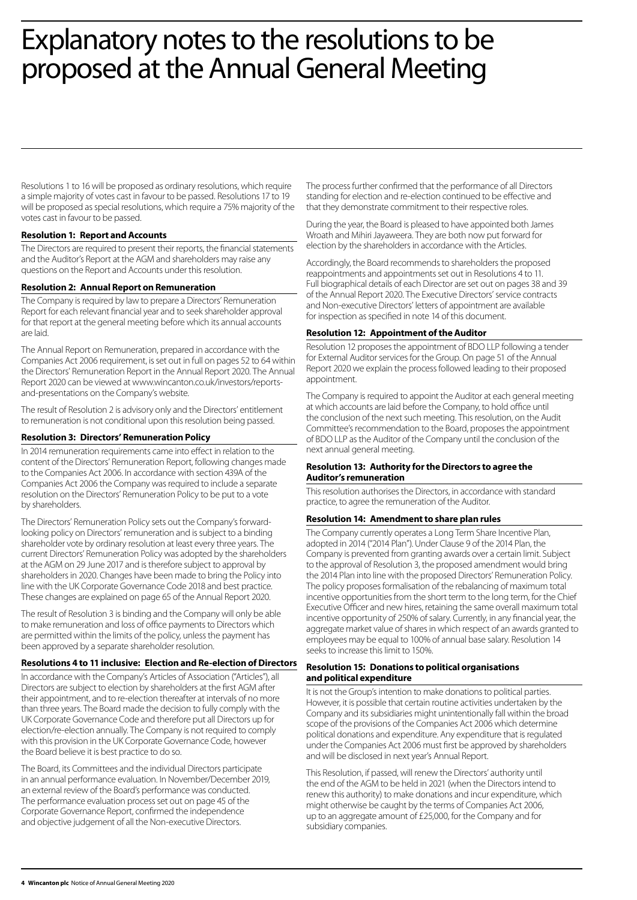# Explanatory notes to the resolutions to be proposed at the Annual General Meeting

Resolutions 1 to 16 will be proposed as ordinary resolutions, which require a simple majority of votes cast in favour to be passed. Resolutions 17 to 19 will be proposed as special resolutions, which require a 75% majority of the votes cast in favour to be passed.

### Resolution 1: Report and Accounts

The Directors are required to present their reports, the financial statements and the Auditor's Report at the AGM and shareholders may raise any questions on the Report and Accounts under this resolution.

### Resolution 2: Annual Report on Remuneration

The Company is required by law to prepare a Directors' Remuneration Report for each relevant financial year and to seek shareholder approval for that report at the general meeting before which its annual accounts are laid.

The Annual Report on Remuneration, prepared in accordance with the Companies Act 2006 requirement, is set out in full on pages 52 to 64 within the Directors' Remuneration Report in the Annual Report 2020. The Annual Report 2020 can be viewed at www.wincanton.co.uk/investors/reports-and-presentations on the Company's website.

The result of Resolution 2 is advisory only and the Directors' entitlement to remuneration is not conditional upon this resolution being passed.

### Resolution 3: Directors' Remuneration Policy

In 2014 remuneration requirements came into effect in relation to the content of the Directors' Remuneration Report, following changes made to the Companies Act 2006. In accordance with section 439A of the Companies Act 2006 the Company was required to include a separate resolution on the Directors' Remuneration Policy to be put to a vote by shareholders.

The Directors' Remuneration Policy sets out the Company's forward-looking policy on Directors' remuneration and is subject to a binding shareholder vote by ordinary resolution at least every three years. The current Directors' Remuneration Policy was adopted by the shareholders at the AGM on 29 June 2017 and is therefore subject to approval by shareholders in 2020. Changes have been made to bring the Policy into line with the UK Corporate Governance Code 2018 and best practice. These changes are explained on page 65 of the Annual Report 2020.

The result of Resolution 3 is binding and the Company will only be able to make remuneration and loss of office payments to Directors which are permitted within the limits of the policy, unless the payment has been approved by a separate shareholder resolution.

### Resolutions 4 to 11 inclusive: Election and Re-election of Directors

In accordance with the Company's Articles of Association ("Articles"), all Directors are subject to election by shareholders at the first AGM after their appointment, and to re-election thereafter at intervals of no more than three years. The Board made the decision to fully comply with the UK Corporate Governance Code and therefore put all Directors up for election/re-election annually. The Company is not required to comply with this provision in the UK Corporate Governance Code, however the Board believe it is best practice to do so.

The Board, its Committees and the individual Directors participate in an annual performance evaluation. In November/December 2019, an external review of the Board's performance was conducted. The performance evaluation process set out on page 45 of the Corporate Governance Report, confirmed the independence and objective judgement of all the Non-executive Directors.

The process further confirmed that the performance of all Directors standing for election and re-election continued to be effective and that they demonstrate commitment to their respective roles.

During the year, the Board is pleased to have appointed both James Wroath and Mihiri Jayaweera. They are both now put forward for election by the shareholders in accordance with the Articles.

Accordingly, the Board recommends to shareholders the proposed reappointments and appointments set out in Resolutions 4 to 11. Full biographical details of each Director are set out on pages 38 and 39 of the Annual Report 2020. The Executive Directors' service contracts and Non-executive Directors' letters of appointment are available for inspection as specified in note 14 of this document.

### Resolution 12: Appointment of the Auditor

Resolution 12 proposes the appointment of BDO LLP following a tender for External Auditor services for the Group. On page 51 of the Annual Report 2020 we explain the process followed leading to their proposed appointment.

The Company is required to appoint the Auditor at each general meeting at which accounts are laid before the Company, to hold office until the conclusion of the next such meeting. This resolution, on the Audit Committee's recommendation to the Board, proposes the appointment of BDO LLP as the Auditor of the Company until the conclusion of the next annual general meeting.

### Resolution 13: Authority for the Directors to agree the Auditor's remuneration

This resolution authorises the Directors, in accordance with standard practice, to agree the remuneration of the Auditor.

### Resolution 14: Amendment to share plan rules

The Company currently operates a Long Term Share Incentive Plan, adopted in 2014 ("2014 Plan"). Under Clause 9 of the 2014 Plan, the Company is prevented from granting awards over a certain limit. Subject to the approval of Resolution 3, the proposed amendment would bring the 2014 Plan into line with the proposed Directors' Remuneration Policy. The policy proposes formalisation of the rebalancing of maximum total incentive opportunities from the short term to the long term, for the Chief Executive Officer and new hires, retaining the same overall maximum total incentive opportunity of 250% of salary. Currently, in any financial year, the aggregate market value of shares in which respect of an awards granted to employees may be equal to 100% of annual base salary. Resolution 14 seeks to increase this limit to 150%.

### Resolution 15: Donations to political organisations and political expenditure

It is not the Group's intention to make donations to political parties. However, it is possible that certain routine activities undertaken by the Company and its subsidiaries might unintentionally fall within the broad scope of the provisions of the Companies Act 2006 which determine political donations and expenditure. Any expenditure that is regulated under the Companies Act 2006 must first be approved by shareholders and will be disclosed in next year's Annual Report.

This Resolution, if passed, will renew the Directors' authority until the end of the AGM to be held in 2021 (when the Directors intend to renew this authority) to make donations and incur expenditure, which might otherwise be caught by the terms of Companies Act 2006, up to an aggregate amount of £25,000, for the Company and for subsidiary companies.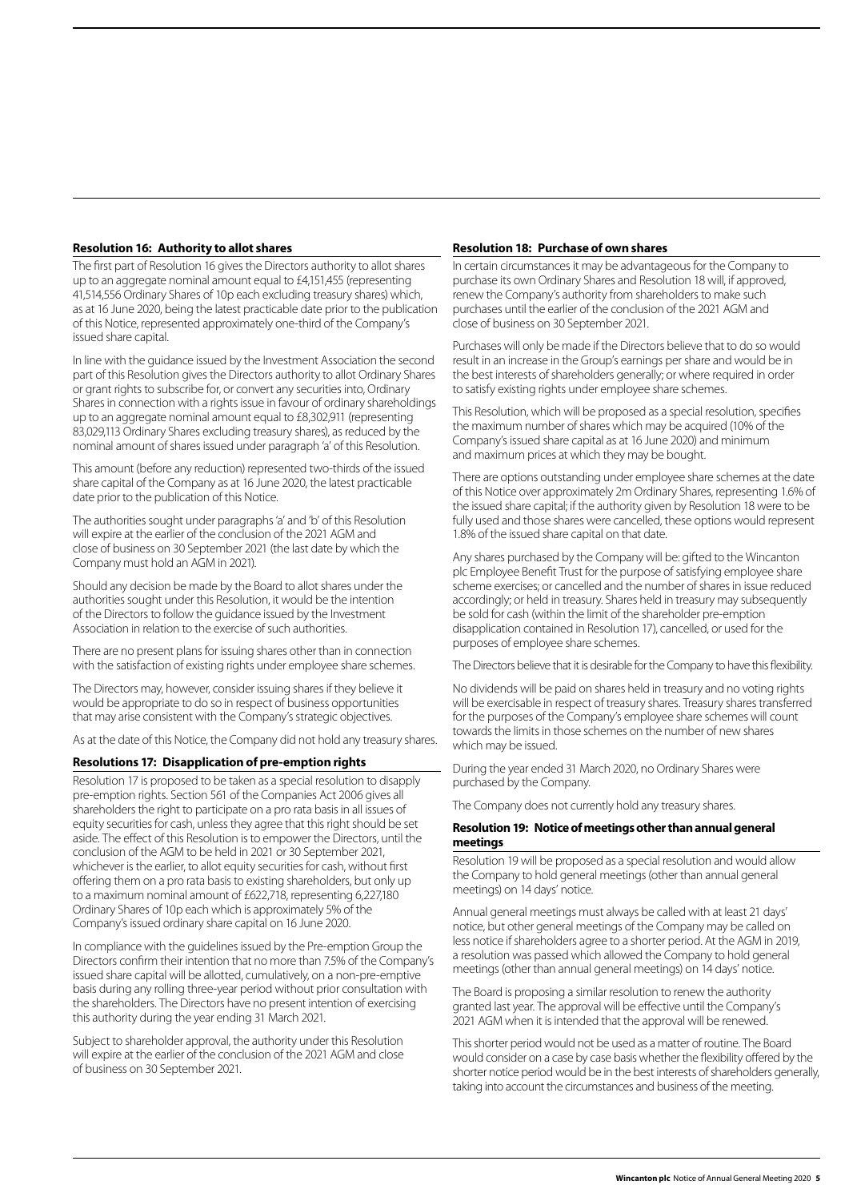### Resolution 16: Authority to allot shares

The first part of Resolution 16 gives the Directors authority to allot shares up to an aggregate nominal amount equal to £4,151,455 (representing 41,514,556 Ordinary Shares of 10p each excluding treasury shares) which, as at 16 June 2020, being the latest practicable date prior to the publication of this Notice, represented approximately one-third of the Company's issued share capital.

In line with the guidance issued by the Investment Association the second part of this Resolution gives the Directors authority to allot Ordinary Shares or grant rights to subscribe for, or convert any securities into, Ordinary Shares in connection with a rights issue in favour of ordinary shareholdings up to an aggregate nominal amount equal to £8,302,911 (representing 83,029,113 Ordinary Shares excluding treasury shares), as reduced by the nominal amount of shares issued under paragraph 'a' of this Resolution.

This amount (before any reduction) represented two-thirds of the issued share capital of the Company as at 16 June 2020, the latest practicable date prior to the publication of this Notice.

The authorities sought under paragraphs 'a' and 'b' of this Resolution will expire at the earlier of the conclusion of the 2021 AGM and close of business on 30 September 2021 (the last date by which the Company must hold an AGM in 2021).

Should any decision be made by the Board to allot shares under the authorities sought under this Resolution, it would be the intention of the Directors to follow the guidance issued by the Investment Association in relation to the exercise of such authorities.

There are no present plans for issuing shares other than in connection with the satisfaction of existing rights under employee share schemes.

The Directors may, however, consider issuing shares if they believe it would be appropriate to do so in respect of business opportunities that may arise consistent with the Company's strategic objectives.

As at the date of this Notice, the Company did not hold any treasury shares.

### Resolutions 17: Disapplication of pre-emption rights

Resolution 17 is proposed to be taken as a special resolution to disapply pre-emption rights. Section 561 of the Companies Act 2006 gives all shareholders the right to participate on a pro rata basis in all issues of equity securities for cash, unless they agree that this right should be set aside. The effect of this Resolution is to empower the Directors, until the conclusion of the AGM to be held in 2021 or 30 September 2021, whichever is the earlier, to allot equity securities for cash, without first offering them on a pro rata basis to existing shareholders, but only up to a maximum nominal amount of £622,718, representing 6,227,180 Ordinary Shares of 10p each which is approximately 5% of the Company's issued ordinary share capital on 16 June 2020.

In compliance with the guidelines issued by the Pre-emption Group the Directors confirm their intention that no more than 7.5% of the Company's issued share capital will be allotted, cumulatively, on a non-pre-emptive basis during any rolling three-year period without prior consultation with the shareholders. The Directors have no present intention of exercising this authority during the year ending 31 March 2021.

Subject to shareholder approval, the authority under this Resolution will expire at the earlier of the conclusion of the 2021 AGM and close of business on 30 September 2021.

### Resolution 18: Purchase of own shares

In certain circumstances it may be advantageous for the Company to purchase its own Ordinary Shares and Resolution 18 will, if approved, renew the Company's authority from shareholders to make such purchases until the earlier of the conclusion of the 2021 AGM and close of business on 30 September 2021.

Purchases will only be made if the Directors believe that to do so would result in an increase in the Group's earnings per share and would be in the best interests of shareholders generally; or where required in order to satisfy existing rights under employee share schemes.

This Resolution, which will be proposed as a special resolution, specifies the maximum number of shares which may be acquired (10% of the Company's issued share capital as at 16 June 2020) and minimum and maximum prices at which they may be bought.

There are options outstanding under employee share schemes at the date of this Notice over approximately 2m Ordinary Shares, representing 1.6% of the issued share capital; if the authority given by Resolution 18 were to be fully used and those shares were cancelled, these options would represent 1.8% of the issued share capital on that date.

Any shares purchased by the Company will be: gifted to the Wincanton plc Employee Benefit Trust for the purpose of satisfying employee share scheme exercises; or cancelled and the number of shares in issue reduced accordingly; or held in treasury. Shares held in treasury may subsequently be sold for cash (within the limit of the shareholder pre-emption disapplication contained in Resolution 17), cancelled, or used for the purposes of employee share schemes.

The Directors believe that it is desirable for the Company to have this flexibility.

No dividends will be paid on shares held in treasury and no voting rights will be exercisable in respect of treasury shares. Treasury shares transferred for the purposes of the Company's employee share schemes will count towards the limits in those schemes on the number of new shares which may be issued.

During the year ended 31 March 2020, no Ordinary Shares were purchased by the Company.

The Company does not currently hold any treasury shares.

### Resolution 19: Notice of meetings other than annual general meetings

Resolution 19 will be proposed as a special resolution and would allow the Company to hold general meetings (other than annual general meetings) on 14 days' notice.

Annual general meetings must always be called with at least 21 days' notice, but other general meetings of the Company may be called on less notice if shareholders agree to a shorter period. At the AGM in 2019, a resolution was passed which allowed the Company to hold general meetings (other than annual general meetings) on 14 days' notice.

The Board is proposing a similar resolution to renew the authority granted last year. The approval will be effective until the Company's 2021 AGM when it is intended that the approval will be renewed.

This shorter period would not be used as a matter of routine. The Board would consider on a case by case basis whether the flexibility offered by the shorter notice period would be in the best interests of shareholders generally, taking into account the circumstances and business of the meeting.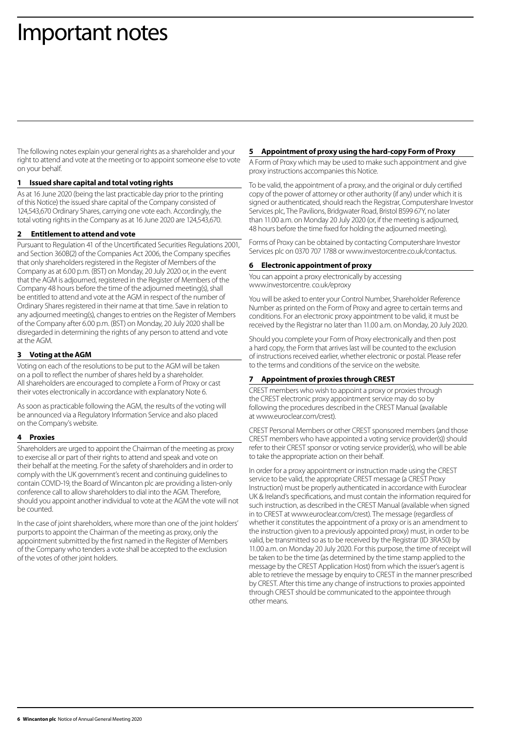# Important notes

The following notes explain your general rights as a shareholder and your right to attend and vote at the meeting or to appoint someone else to vote on your behalf.

## 1 Issued share capital and total voting rights

As at 16 June 2020 (being the last practicable day prior to the printing of this Notice) the issued share capital of the Company consisted of 124,543,670 Ordinary Shares, carrying one vote each. Accordingly, the total voting rights in the Company as at 16 June 2020 are 124,543,670.

## 2 Entitlement to attend and vote

Pursuant to Regulation 41 of the Uncertificated Securities Regulations 2001, and Section 360B(2) of the Companies Act 2006, the Company specifies that only shareholders registered in the Register of Members of the Company as at 6.00 p.m. (BST) on Monday, 20 July 2020 or, in the event that the AGM is adjourned, registered in the Register of Members of the Company 48 hours before the time of the adjourned meeting(s), shall be entitled to attend and vote at the AGM in respect of the number of Ordinary Shares registered in their name at that time. Save in relation to any adjourned meeting(s), changes to entries on the Register of Members of the Company after 6.00 p.m. (BST) on Monday, 20 July 2020 shall be disregarded in determining the rights of any person to attend and vote at the AGM.

## 3 Voting at the AGM

Voting on each of the resolutions to be put to the AGM will be taken on a poll to reflect the number of shares held by a shareholder. All shareholders are encouraged to complete a Form of Proxy or cast their votes electronically in accordance with explanatory Note 6.

As soon as practicable following the AGM, the results of the voting will be announced via a Regulatory Information Service and also placed on the Company's website.

## 4 Proxies

Shareholders are urged to appoint the Chairman of the meeting as proxy to exercise all or part of their rights to attend and speak and vote on their behalf at the meeting. For the safety of shareholders and in order to comply with the UK government's recent and continuing guidelines to contain COVID-19, the Board of Wincanton plc are providing a listen-only conference call to allow shareholders to dial into the AGM. Therefore, should you appoint another individual to vote at the AGM the vote will not be counted.

In the case of joint shareholders, where more than one of the joint holders' purports to appoint the Chairman of the meeting as proxy, only the appointment submitted by the first named in the Register of Members of the Company who tenders a vote shall be accepted to the exclusion of the votes of other joint holders.

## 5 Appointment of proxy using the hard-copy Form of Proxy

A Form of Proxy which may be used to make such appointment and give proxy instructions accompanies this Notice.

To be valid, the appointment of a proxy, and the original or duly certified copy of the power of attorney or other authority (if any) under which it is signed or authenticated, should reach the Registrar, Computershare Investor Services plc, The Pavilions, Bridgwater Road, Bristol BS99 6ZY, no later than 11.00 a.m. on Monday 20 July 2020 (or, if the meeting is adjourned, 48 hours before the time fixed for holding the adjourned meeting).

Forms of Proxy can be obtained by contacting Computershare Investor Services plc on 0370 707 1788 or www.investorcentre.co.uk/contactus.

## 6 Electronic appointment of proxy

You can appoint a proxy electronically by accessing www.investorcentre. co.uk/eproxy

You will be asked to enter your Control Number, Shareholder Reference Number as printed on the Form of Proxy and agree to certain terms and conditions. For an electronic proxy appointment to be valid, it must be received by the Registrar no later than 11.00 a.m. on Monday, 20 July 2020.

Should you complete your Form of Proxy electronically and then post a hard copy, the Form that arrives last will be counted to the exclusion of instructions received earlier, whether electronic or postal. Please refer to the terms and conditions of the service on the website.

## 7 Appointment of proxies through CREST

CREST members who wish to appoint a proxy or proxies through the CREST electronic proxy appointment service may do so by following the procedures described in the CREST Manual (available at www.euroclear.com/crest).

CREST Personal Members or other CREST sponsored members (and those CREST members who have appointed a voting service provider(s)) should refer to their CREST sponsor or voting service provider(s), who will be able to take the appropriate action on their behalf.

In order for a proxy appointment or instruction made using the CREST service to be valid, the appropriate CREST message (a CREST Proxy Instruction) must be properly authenticated in accordance with Euroclear UK & Ireland's specifications, and must contain the information required for such instruction, as described in the CREST Manual (available when signed in to CREST at www.euroclear.com/crest). The message (regardless of whether it constitutes the appointment of a proxy or is an amendment to the instruction given to a previously appointed proxy) must, in order to be valid, be transmitted so as to be received by the Registrar (ID 3RA50) by 11.00 a.m. on Monday 20 July 2020. For this purpose, the time of receipt will be taken to be the time (as determined by the time stamp applied to the message by the CREST Application Host) from which the issuer's agent is able to retrieve the message by enquiry to CREST in the manner prescribed by CREST. After this time any change of instructions to proxies appointed through CREST should be communicated to the appointee through other means.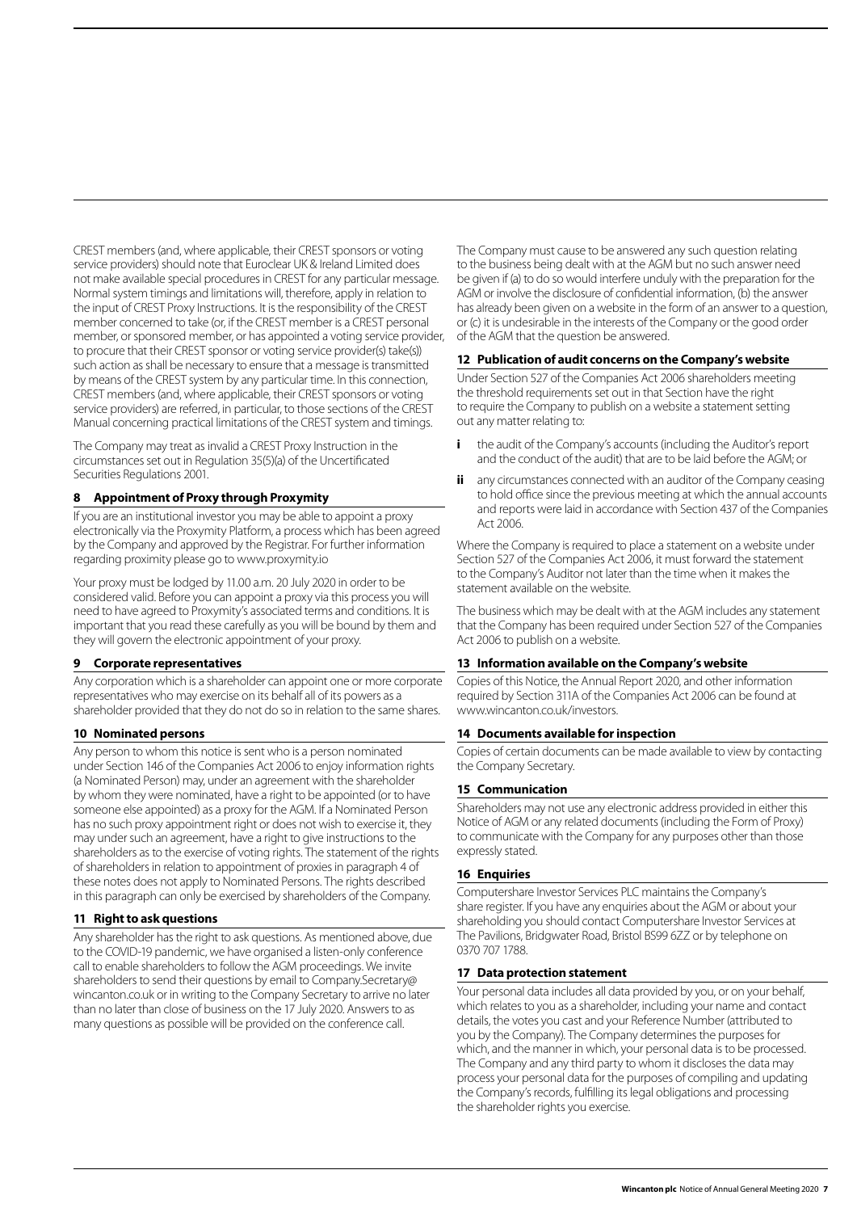CREST members (and, where applicable, their CREST sponsors or voting service providers) should note that Euroclear UK & Ireland Limited does not make available special procedures in CREST for any particular message. Normal system timings and limitations will, therefore, apply in relation to the input of CREST Proxy Instructions. It is the responsibility of the CREST member concerned to take (or, if the CREST member is a CREST personal member, or sponsored member, or has appointed a voting service provider, to procure that their CREST sponsor or voting service provider(s) take(s)) such action as shall be necessary to ensure that a message is transmitted by means of the CREST system by any particular time. In this connection, CREST members (and, where applicable, their CREST sponsors or voting service providers) are referred, in particular, to those sections of the CREST Manual concerning practical limitations of the CREST system and timings.

The Company may treat as invalid a CREST Proxy Instruction in the circumstances set out in Regulation 35(5)(a) of the Uncertificated Securities Regulations 2001.

### 8 Appointment of Proxy through Proxymity

If you are an institutional investor you may be able to appoint a proxy electronically via the Proxymity Platform, a process which has been agreed by the Company and approved by the Registrar. For further information regarding proximity please go to www.proxymity.io

Your proxy must be lodged by 11.00 a.m. 20 July 2020 in order to be considered valid. Before you can appoint a proxy via this process you will need to have agreed to Proxymity's associated terms and conditions. It is important that you read these carefully as you will be bound by them and they will govern the electronic appointment of your proxy.

### 9 Corporate representatives

Any corporation which is a shareholder can appoint one or more corporate representatives who may exercise on its behalf all of its powers as a shareholder provided that they do not do so in relation to the same shares.

### 10 Nominated persons

Any person to whom this notice is sent who is a person nominated under Section 146 of the Companies Act 2006 to enjoy information rights (a Nominated Person) may, under an agreement with the shareholder by whom they were nominated, have a right to be appointed (or to have someone else appointed) as a proxy for the AGM. If a Nominated Person has no such proxy appointment right or does not wish to exercise it, they may under such an agreement, have a right to give instructions to the shareholders as to the exercise of voting rights. The statement of the rights of shareholders in relation to appointment of proxies in paragraph 4 of these notes does not apply to Nominated Persons. The rights described in this paragraph can only be exercised by shareholders of the Company.

### 11 Right to ask questions

Any shareholder has the right to ask questions. As mentioned above, due to the COVID-19 pandemic, we have organised a listen-only conference call to enable shareholders to follow the AGM proceedings. We invite shareholders to send their questions by email to Company.Secretary@wincanton.co.uk or in writing to the Company Secretary to arrive no later than no later than close of business on the 17 July 2020. Answers to as many questions as possible will be provided on the conference call.

The Company must cause to be answered any such question relating to the business being dealt with at the AGM but no such answer need be given if (a) to do so would interfere unduly with the preparation for the AGM or involve the disclosure of confidential information, (b) the answer has already been given on a website in the form of an answer to a question, or (c) it is undesirable in the interests of the Company or the good order of the AGM that the question be answered.

### 12 Publication of audit concerns on the Company's website

Under Section 527 of the Companies Act 2006 shareholders meeting the threshold requirements set out in that Section have the right to require the Company to publish on a website a statement setting out any matter relating to:

- **i** the audit of the Company's accounts (including the Auditor's report and the conduct of the audit) that are to be laid before the AGM; or
- **ii** any circumstances connected with an auditor of the Company ceasing to hold office since the previous meeting at which the annual accounts and reports were laid in accordance with Section 437 of the Companies Act 2006.

Where the Company is required to place a statement on a website under Section 527 of the Companies Act 2006, it must forward the statement to the Company's Auditor not later than the time when it makes the statement available on the website.

The business which may be dealt with at the AGM includes any statement that the Company has been required under Section 527 of the Companies Act 2006 to publish on a website.

### 13 Information available on the Company's website

Copies of this Notice, the Annual Report 2020, and other information required by Section 311A of the Companies Act 2006 can be found at www.wincanton.co.uk/investors.

### 14 Documents available for inspection

Copies of certain documents can be made available to view by contacting the Company Secretary.

### 15 Communication

Shareholders may not use any electronic address provided in either this Notice of AGM or any related documents (including the Form of Proxy) to communicate with the Company for any purposes other than those expressly stated.

### 16 Enquiries

Computershare Investor Services PLC maintains the Company's share register. If you have any enquiries about the AGM or about your shareholding you should contact Computershare Investor Services at The Pavilions, Bridgwater Road, Bristol BS99 6ZZ or by telephone on 0370 707 1788.

### 17 Data protection statement

Your personal data includes all data provided by you, or on your behalf, which relates to you as a shareholder, including your name and contact details, the votes you cast and your Reference Number (attributed to you by the Company). The Company determines the purposes for which, and the manner in which, your personal data is to be processed. The Company and any third party to whom it discloses the data may process your personal data for the purposes of compiling and updating the Company's records, fulfilling its legal obligations and processing the shareholder rights you exercise.